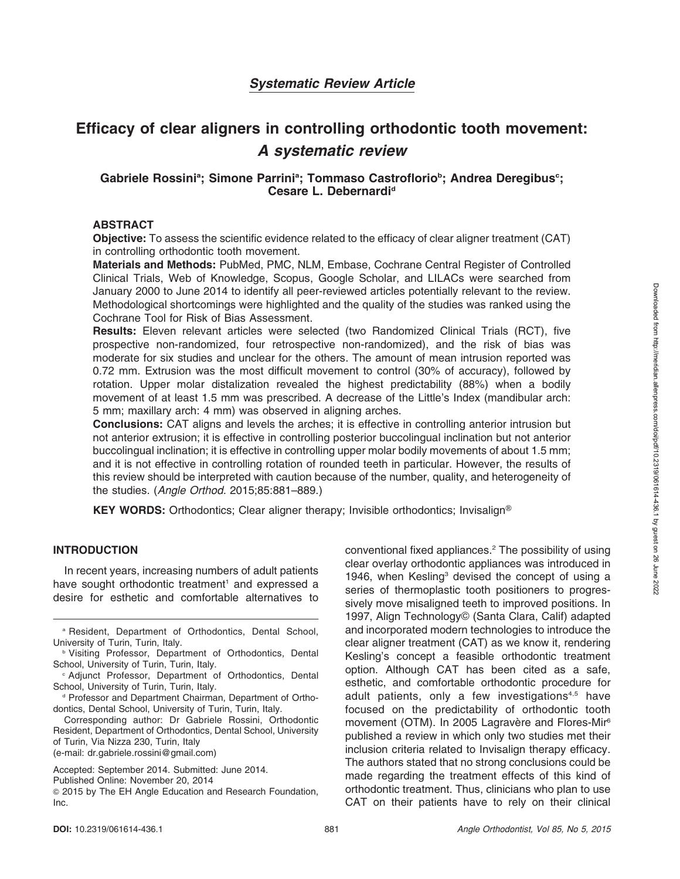*Systematic Review Article*

# Efficacy of clear aligners in controlling orthodontic tooth movement: *A systematic review*

**Gabriele Rossini[a]; Simone Parrini[a]; Tommaso Castroflorio[b]; Andrea Deregibus[c]; Cesare L. Debernardi[d]**

## ABSTRACT

**Objective:** To assess the scientific evidence related to the efficacy of clear aligner treatment (CAT) in controlling orthodontic tooth movement.

**Materials and Methods:** PubMed, PMC, NLM, Embase, Cochrane Central Register of Controlled Clinical Trials, Web of Knowledge, Scopus, Google Scholar, and LILACs were searched from January 2000 to June 2014 to identify all peer-reviewed articles potentially relevant to the review. Methodological shortcomings were highlighted and the quality of the studies was ranked using the Cochrane Tool for Risk of Bias Assessment.

**Results:** Eleven relevant articles were selected (two Randomized Clinical Trials (RCT), five prospective non-randomized, four retrospective non-randomized), and the risk of bias was moderate for six studies and unclear for the others. The amount of mean intrusion reported was 0.72 mm. Extrusion was the most difficult movement to control (30% of accuracy), followed by rotation. Upper molar distalization revealed the highest predictability (88%) when a bodily movement of at least 1.5 mm was prescribed. A decrease of the Little's Index (mandibular arch: 5 mm; maxillary arch: 4 mm) was observed in aligning arches.

**Conclusions:** CAT aligns and levels the arches; it is effective in controlling anterior intrusion but not anterior extrusion; it is effective in controlling posterior buccolingual inclination but not anterior buccolingual inclination; it is effective in controlling upper molar bodily movements of about 1.5 mm; and it is not effective in controlling rotation of rounded teeth in particular. However, the results of this review should be interpreted with caution because of the number, quality, and heterogeneity of the studies. (*Angle Orthod.* 2015;85:881–889.)

**KEY WORDS:** Orthodontics; Clear aligner therapy; Invisible orthodontics; Invisalign®

## INTRODUCTION

In recent years, increasing numbers of adult patients have sought orthodontic treatment[1] and expressed a desire for esthetic and comfortable alternatives to conventional fixed appliances.[2] The possibility of using clear overlay orthodontic appliances was introduced in 1946, when Kesling[3] devised the concept of using a series of thermoplastic tooth positioners to progressively move misaligned teeth to improved positions. In 1997, Align Technology© (Santa Clara, Calif) adapted and incorporated modern technologies to introduce the clear aligner treatment (CAT) as we know it, rendering Kesling's concept a feasible orthodontic treatment option. Although CAT has been cited as a safe, esthetic, and comfortable orthodontic procedure for adult patients, only a few investigations[4,5] have focused on the predictability of orthodontic tooth movement (OTM). In 2005 Lagravère and Flores-Mir[6] published a review in which only two studies met their inclusion criteria related to Invisalign therapy efficacy. The authors stated that no strong conclusions could be made regarding the treatment effects of this kind of orthodontic treatment. Thus, clinicians who plan to use CAT on their patients have to rely on their clinical

---

[a] Resident, Department of Orthodontics, Dental School, University of Turin, Turin, Italy.

[b] Visiting Professor, Department of Orthodontics, Dental School, University of Turin, Turin, Italy.

[c] Adjunct Professor, Department of Orthodontics, Dental School, University of Turin, Turin, Italy.

[d] Professor and Department Chairman, Department of Orthodontics, Dental School, University of Turin, Turin, Italy.

Corresponding author: Dr Gabriele Rossini, Orthodontic Resident, Department of Orthodontics, Dental School, University of Turin, Via Nizza 230, Turin, Italy (e-mail: dr.gabriele.rossini@gmail.com)

Accepted: September 2014. Submitted: June 2014.
Published Online: November 20, 2014

© 2015 by The EH Angle Education and Research Foundation, Inc.

DOI: 10.2319/061614-436.1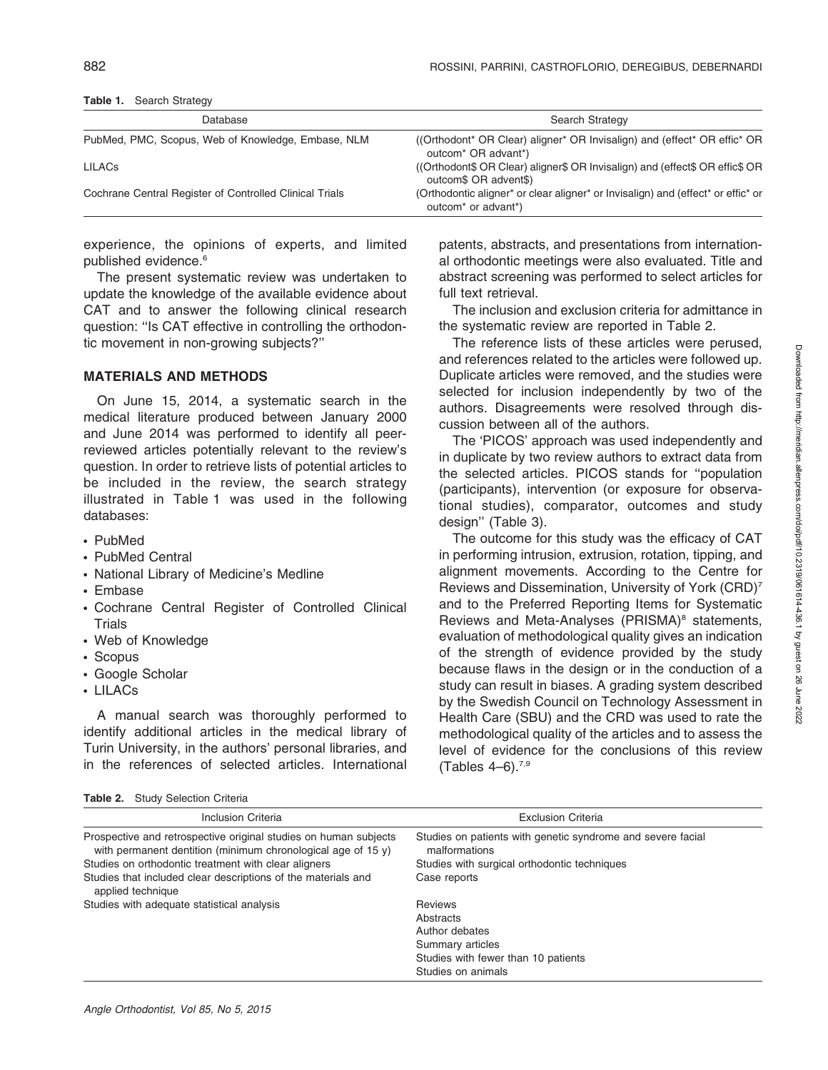**Table 1.** Search Strategy

| Database | Search Strategy |
| --- | --- |
| PubMed, PMC, Scopus, Web of Knowledge, Embase, NLM | ((Orthodont* OR Clear) aligner* OR Invisalign) and (effect* OR effic* OR outcom* OR advant*) |
| LILACs | ((Orthodont$ OR Clear) aligner$ OR Invisalign) and (effect$ OR effic$ OR outcom$ OR advent$) |
| Cochrane Central Register of Controlled Clinical Trials | (Orthodontic aligner* or clear aligner* or Invisalign) and (effect* or effic* or outcom* or advant*) |

experience, the opinions of experts, and limited published evidence.[6]

The present systematic review was undertaken to update the knowledge of the available evidence about CAT and to answer the following clinical research question: "Is CAT effective in controlling the orthodontic movement in non-growing subjects?"

## MATERIALS AND METHODS

On June 15, 2014, a systematic search in the medical literature produced between January 2000 and June 2014 was performed to identify all peer-reviewed articles potentially relevant to the review's question. In order to retrieve lists of potential articles to be included in the review, the search strategy illustrated in Table 1 was used in the following databases:

- PubMed
- PubMed Central
- National Library of Medicine's Medline
- Embase
- Cochrane Central Register of Controlled Clinical Trials
- Web of Knowledge
- Scopus
- Google Scholar
- LILACs

A manual search was thoroughly performed to identify additional articles in the medical library of Turin University, in the authors' personal libraries, and in the references of selected articles. International patents, abstracts, and presentations from international orthodontic meetings were also evaluated. Title and abstract screening was performed to select articles for full text retrieval.

The inclusion and exclusion criteria for admittance in the systematic review are reported in Table 2.

The reference lists of these articles were perused, and references related to the articles were followed up. Duplicate articles were removed, and the studies were selected for inclusion independently by two of the authors. Disagreements were resolved through discussion between all of the authors.

The 'PICOS' approach was used independently and in duplicate by two review authors to extract data from the selected articles. PICOS stands for "population (participants), intervention (or exposure for observational studies), comparator, outcomes and study design" (Table 3).

The outcome for this study was the efficacy of CAT in performing intrusion, extrusion, rotation, tipping, and alignment movements. According to the Centre for Reviews and Dissemination, University of York (CRD)[7] and to the Preferred Reporting Items for Systematic Reviews and Meta-Analyses (PRISMA)[8] statements, evaluation of methodological quality gives an indication of the strength of evidence provided by the study because flaws in the design or in the conduction of a study can result in biases. A grading system described by the Swedish Council on Technology Assessment in Health Care (SBU) and the CRD was used to rate the methodological quality of the articles and to assess the level of evidence for the conclusions of this review (Tables 4–6).[7,9]

**Table 2.** Study Selection Criteria

| Inclusion Criteria | Exclusion Criteria |
| --- | --- |
| Prospective and retrospective original studies on human subjects with permanent dentition (minimum chronological age of 15 y) | Studies on patients with genetic syndrome and severe facial malformations |
| Studies on orthodontic treatment with clear aligners | Studies with surgical orthodontic techniques |
| Studies that included clear descriptions of the materials and applied technique | Case reports |
| Studies with adequate statistical analysis | Reviews |
| | Abstracts |
| | Author debates |
| | Summary articles |
| | Studies with fewer than 10 patients |
| | Studies on animals |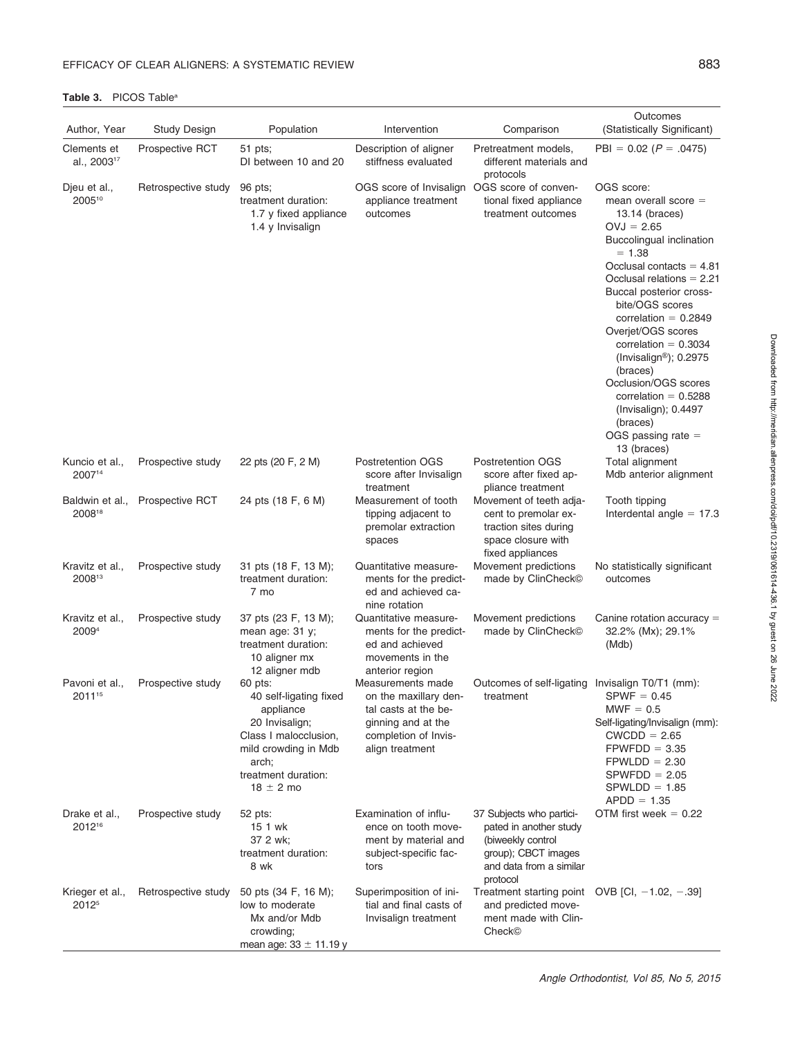**Table 3.** PICOS Table[a]

| Author, Year | Study Design | Population | Intervention | Comparison | Outcomes (Statistically Significant) |
|---|---|---|---|---|---|
| Clements et al., 2003[17] | Prospective RCT | 51 pts; DI between 10 and 20 | Description of aligner stiffness evaluated | Pretreatment models, different materials and protocols | PBI = 0.02 ($P$ = .0475) |
| Djeu et al., 2005[10] | Retrospective study | 96 pts; treatment duration: 1.7 y fixed appliance 1.4 y Invisalign | OGS score of Invisalign appliance treatment outcomes | OGS score of conventional fixed appliance treatment outcomes | OGS score: mean overall score = 13.14 (braces) OVJ = 2.65 Buccolingual inclination = 1.38 Occlusal contacts = 4.81 Occlusal relations = 2.21 Buccal posterior crossbite/OGS scores correlation = 0.2849 Overjet/OGS scores correlation = 0.3034 (Invisalign®); 0.2975 (braces) Occlusion/OGS scores correlation = 0.5288 (Invisalign); 0.4497 (braces) OGS passing rate = 13 (braces) |
| Kuncio et al., 2007[14] | Prospective study | 22 pts (20 F, 2 M) | Postretention OGS score after Invisalign treatment | Postretention OGS score after fixed appliance treatment | Total alignment Mdb anterior alignment |
| Baldwin et al., 2008[18] | Prospective RCT | 24 pts (18 F, 6 M) | Measurement of tooth tipping adjacent to premolar extraction spaces | Movement of teeth adjacent to premolar extraction sites during space closure with fixed appliances | Tooth tipping Interdental angle = 17.3 |
| Kravitz et al., 2008[13] | Prospective study | 31 pts (18 F, 13 M); treatment duration: 7 mo | Quantitative measurements for the predicted and achieved canine rotation | Movement predictions made by ClinCheck© | No statistically significant outcomes |
| Kravitz et al., 2009[4] | Prospective study | 37 pts (23 F, 13 M); mean age: 31 y; treatment duration: 10 aligner mx 12 aligner mdb | Quantitative measurements for the predicted and achieved movements in the anterior region | Movement predictions made by ClinCheck© | Canine rotation accuracy = 32.2% (Mx); 29.1% (Mdb) |
| Pavoni et al., 2011[15] | Prospective study | 60 pts: 40 self-ligating fixed appliance 20 Invisalign; Class I malocclusion, mild crowding in Mdb arch; treatment duration: 18 ± 2 mo | Measurements made on the maxillary dental casts at the beginning and at the completion of Invisalign treatment | Outcomes of self-ligating treatment | Invisalign T0/T1 (mm): SPWF = 0.45 MWF = 0.5 Self-ligating/Invisalign (mm): CWCDD = 2.65 FPWFDD = 3.35 FPWLDD = 2.30 SPWFDD = 2.05 SPWLDD = 1.85 APDD = 1.35 |
| Drake et al., 2012[16] | Prospective study | 52 pts: 15 1 wk 37 2 wk; treatment duration: 8 wk | Examination of influence on tooth movement by material and subject-specific factors | 37 Subjects who participated in another study (biweekly control group); CBCT images and data from a similar protocol | OTM first week = 0.22 |
| Krieger et al., 2012[5] | Retrospective study | 50 pts (34 F, 16 M); low to moderate Mx and/or Mdb crowding; mean age: 33 ± 11.19 y | Superimposition of initial and final casts of Invisalign treatment | Treatment starting point and predicted movement made with ClinCheck© | OVB [CI, −1.02, −.39] |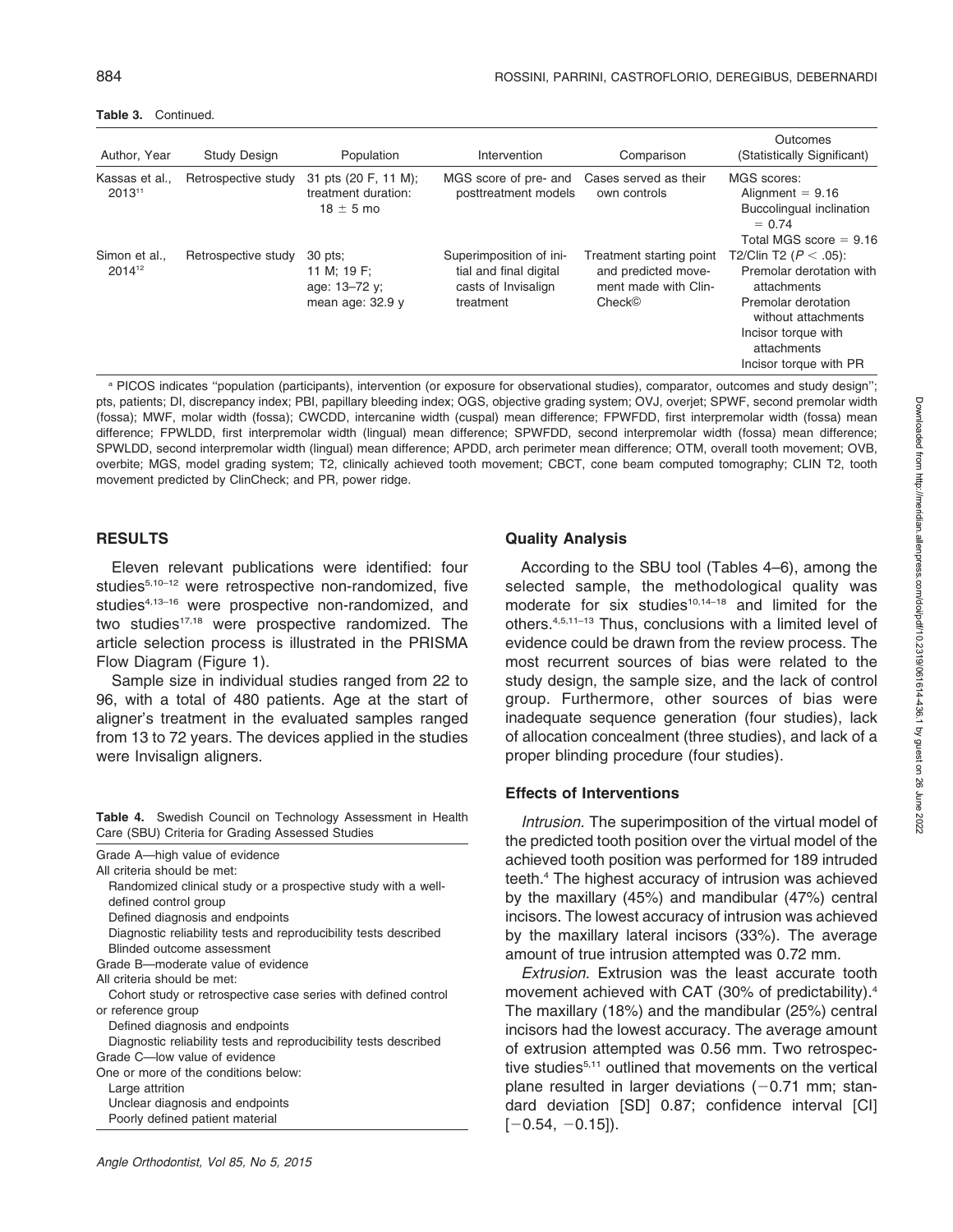**Table 3.** Continued.

| Author, Year | Study Design | Population | Intervention | Comparison | Outcomes (Statistically Significant) |
|---|---|---|---|---|---|
| Kassas et al., 2013[11] | Retrospective study | 31 pts (20 F, 11 M); treatment duration: 18 ± 5 mo | MGS score of pre- and posttreatment models | Cases served as their own controls | MGS scores: Alignment = 9.16 Buccolingual inclination = 0.74 Total MGS score = 9.16 |
| Simon et al., 2014[12] | Retrospective study | 30 pts; 11 M; 19 F; age: 13–72 y; mean age: 32.9 y | Superimposition of initial and final digital casts of Invisalign treatment | Treatment starting point and predicted movement made with ClinCheck© | T2/Clin T2 ($P < .05$): Premolar derotation with attachments Premolar derotation without attachments Incisor torque with attachments Incisor torque with PR |

[a] PICOS indicates "population (participants), intervention (or exposure for observational studies), comparator, outcomes and study design"; pts, patients; DI, discrepancy index; PBI, papillary bleeding index; OGS, objective grading system; OVJ, overjet; SPWF, second premolar width (fossa); MWF, molar width (fossa); CWCDD, intercanine width (cuspal) mean difference; FPWFDD, first interpremolar width (fossa) mean difference; FPWLDD, first interpremolar width (lingual) mean difference; SPWFDD, second interpremolar width (fossa) mean difference; SPWLDD, second interpremolar width (lingual) mean difference; APDD, arch perimeter mean difference; OTM, overall tooth movement; OVB, overbite; MGS, model grading system; T2, clinically achieved tooth movement; CBCT, cone beam computed tomography; CLIN T2, tooth movement predicted by ClinCheck; and PR, power ridge.

## RESULTS

Eleven relevant publications were identified: four studies[5,10–12] were retrospective non-randomized, five studies[4,13–16] were prospective non-randomized, and two studies[17,18] were prospective randomized. The article selection process is illustrated in the PRISMA Flow Diagram (Figure 1).

Sample size in individual studies ranged from 22 to 96, with a total of 480 patients. Age at the start of aligner's treatment in the evaluated samples ranged from 13 to 72 years. The devices applied in the studies were Invisalign aligners.

**Table 4.** Swedish Council on Technology Assessment in Health Care (SBU) Criteria for Grading Assessed Studies

Grade A—high value of evidence
All criteria should be met:
- Randomized clinical study or a prospective study with a well-defined control group
- Defined diagnosis and endpoints
- Diagnostic reliability tests and reproducibility tests described
- Blinded outcome assessment

Grade B—moderate value of evidence
All criteria should be met:
- Cohort study or retrospective case series with defined control or reference group
- Defined diagnosis and endpoints
- Diagnostic reliability tests and reproducibility tests described

Grade C—low value of evidence
One or more of the conditions below:
- Large attrition
- Unclear diagnosis and endpoints
- Poorly defined patient material

### Quality Analysis

According to the SBU tool (Tables 4–6), among the selected sample, the methodological quality was moderate for six studies[10,14–18] and limited for the others.[4,5,11–13] Thus, conclusions with a limited level of evidence could be drawn from the review process. The most recurrent sources of bias were related to the study design, the sample size, and the lack of control group. Furthermore, other sources of bias were inadequate sequence generation (four studies), lack of allocation concealment (three studies), and lack of a proper blinding procedure (four studies).

### Effects of Interventions

*Intrusion.* The superimposition of the virtual model of the predicted tooth position over the virtual model of the achieved tooth position was performed for 189 intruded teeth.[4] The highest accuracy of intrusion was achieved by the maxillary (45%) and mandibular (47%) central incisors. The lowest accuracy of intrusion was achieved by the maxillary lateral incisors (33%). The average amount of true intrusion attempted was 0.72 mm.

*Extrusion.* Extrusion was the least accurate tooth movement achieved with CAT (30% of predictability).[4] The maxillary (18%) and the mandibular (25%) central incisors had the lowest accuracy. The average amount of extrusion attempted was 0.56 mm. Two retrospective studies[5,11] outlined that movements on the vertical plane resulted in larger deviations ($-0.71$ mm; standard deviation [SD] 0.87; confidence interval [CI] [$-0.54$, $-0.15$]).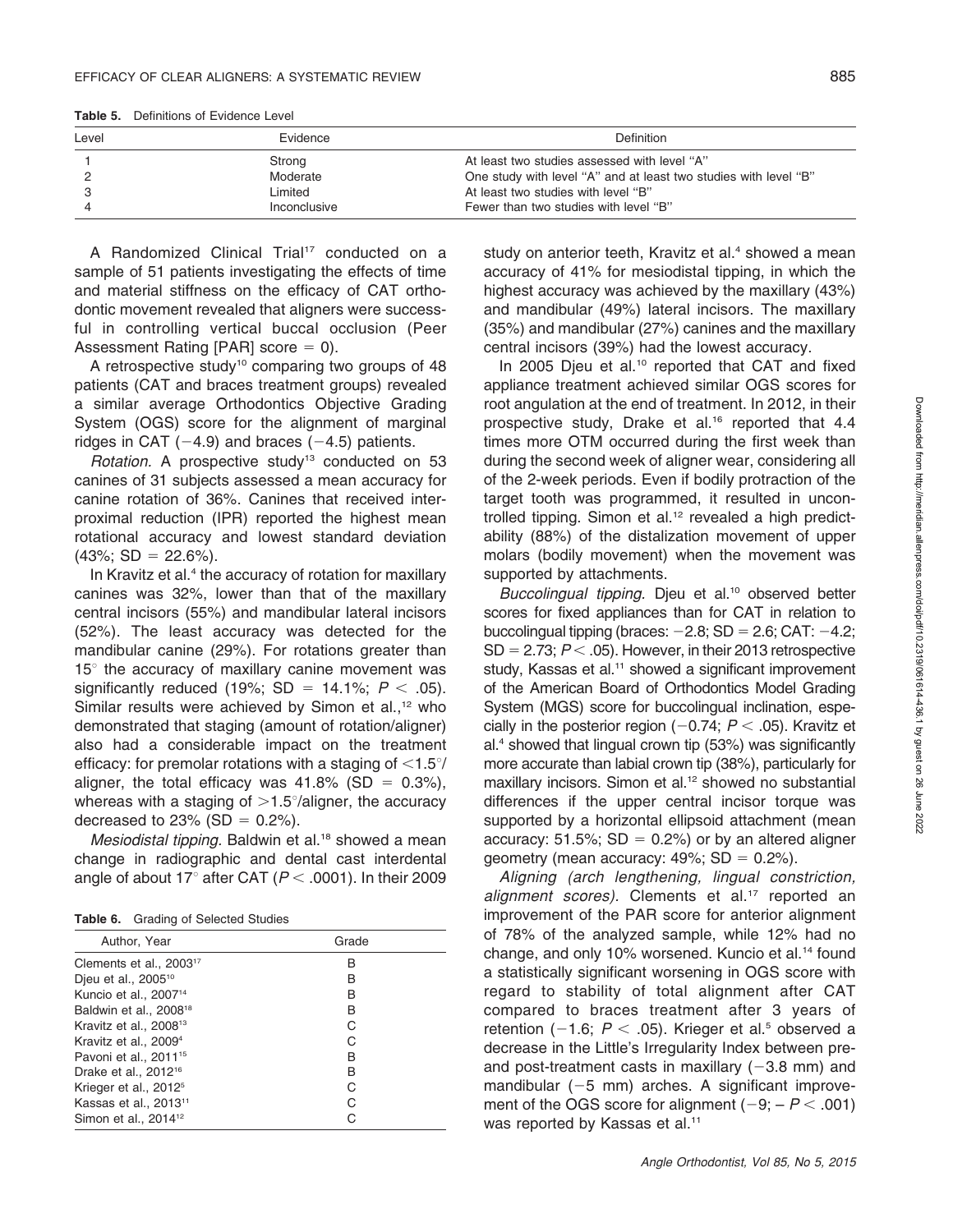**Table 5.** Definitions of Evidence Level

| Level | Evidence | Definition |
|---|---|---|
| 1 | Strong | At least two studies assessed with level "A" |
| 2 | Moderate | One study with level "A" and at least two studies with level "B" |
| 3 | Limited | At least two studies with level "B" |
| 4 | Inconclusive | Fewer than two studies with level "B" |

A Randomized Clinical Trial[17] conducted on a sample of 51 patients investigating the effects of time and material stiffness on the efficacy of CAT orthodontic movement revealed that aligners were successful in controlling vertical buccal occlusion (Peer Assessment Rating [PAR] score = 0).

A retrospective study[10] comparing two groups of 48 patients (CAT and braces treatment groups) revealed a similar average Orthodontics Objective Grading System (OGS) score for the alignment of marginal ridges in CAT (−4.9) and braces (−4.5) patients.

*Rotation.* A prospective study[13] conducted on 53 canines of 31 subjects assessed a mean accuracy for canine rotation of 36%. Canines that received interproximal reduction (IPR) reported the highest mean rotational accuracy and lowest standard deviation (43%; SD = 22.6%).

In Kravitz et al.[4] the accuracy of rotation for maxillary canines was 32%, lower than that of the maxillary central incisors (55%) and mandibular lateral incisors (52%). The least accuracy was detected for the mandibular canine (29%). For rotations greater than 15° the accuracy of maxillary canine movement was significantly reduced (19%; SD = 14.1%; $P < .05$). Similar results were achieved by Simon et al.,[12] who demonstrated that staging (amount of rotation/aligner) also had a considerable impact on the treatment efficacy: for premolar rotations with a staging of <1.5°/aligner, the total efficacy was 41.8% (SD = 0.3%), whereas with a staging of >1.5°/aligner, the accuracy decreased to 23% (SD = 0.2%).

*Mesiodistal tipping.* Baldwin et al.[18] showed a mean change in radiographic and dental cast interdental angle of about 17° after CAT ($P < .0001$). In their 2009 study on anterior teeth, Kravitz et al.[4] showed a mean accuracy of 41% for mesiodistal tipping, in which the highest accuracy was achieved by the maxillary (43%) and mandibular (49%) lateral incisors. The maxillary (35%) and mandibular (27%) canines and the maxillary central incisors (39%) had the lowest accuracy.

In 2005 Djeu et al.[10] reported that CAT and fixed appliance treatment achieved similar OGS scores for root angulation at the end of treatment. In 2012, in their prospective study, Drake et al.[16] reported that 4.4 times more OTM occurred during the first week than during the second week of aligner wear, considering all of the 2-week periods. Even if bodily protraction of the target tooth was programmed, it resulted in uncontrolled tipping. Simon et al.[12] revealed a high predictability (88%) of the distalization movement of upper molars (bodily movement) when the movement was supported by attachments.

*Buccolingual tipping.* Djeu et al.[10] observed better scores for fixed appliances than for CAT in relation to buccolingual tipping (braces: −2.8; SD = 2.6; CAT: −4.2; SD = 2.73; $P < .05$). However, in their 2013 retrospective study, Kassas et al.[11] showed a significant improvement of the American Board of Orthodontics Model Grading System (MGS) score for buccolingual inclination, especially in the posterior region (−0.74; $P < .05$). Kravitz et al.[4] showed that lingual crown tip (53%) was significantly more accurate than labial crown tip (38%), particularly for maxillary incisors. Simon et al.[12] showed no substantial differences if the upper central incisor torque was supported by a horizontal ellipsoid attachment (mean accuracy: 51.5%; SD = 0.2%) or by an altered aligner geometry (mean accuracy: 49%; SD = 0.2%).

*Aligning (arch lengthening, lingual constriction, alignment scores).* Clements et al.[17] reported an improvement of the PAR score for anterior alignment of 78% of the analyzed sample, while 12% had no change, and only 10% worsened. Kuncio et al.[14] found a statistically significant worsening in OGS score with regard to stability of total alignment after CAT compared to braces treatment after 3 years of retention (−1.6; $P < .05$). Krieger et al.[5] observed a decrease in the Little's Irregularity Index between pre- and post-treatment casts in maxillary (−3.8 mm) and mandibular (−5 mm) arches. A significant improvement of the OGS score for alignment (−9; – $P < .001$) was reported by Kassas et al.[11]

**Table 6.** Grading of Selected Studies

| Author, Year | Grade |
|---|---|
| Clements et al., 2003[17] | B |
| Djeu et al., 2005[10] | B |
| Kuncio et al., 2007[14] | B |
| Baldwin et al., 2008[18] | B |
| Kravitz et al., 2008[13] | C |
| Kravitz et al., 2009[4] | C |
| Pavoni et al., 2011[15] | B |
| Drake et al., 2012[16] | B |
| Krieger et al., 2012[5] | C |
| Kassas et al., 2013[11] | C |
| Simon et al., 2014[12] | C |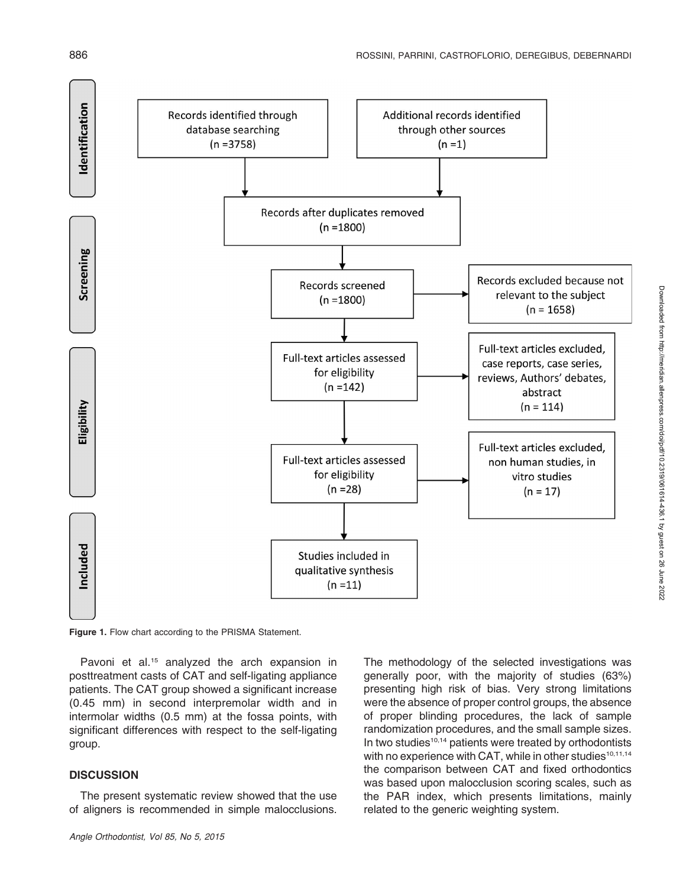Identification

Records identified through database searching (n =3758)

Additional records identified through other sources (n =1)

Records after duplicates removed (n =1800)

Screening

Records screened (n =1800)

Records excluded because not relevant to the subject (n = 1658)

Eligibility

Full-text articles assessed for eligibility (n =142)

Full-text articles excluded, case reports, case series, reviews, Authors' debates, abstract (n = 114)

Full-text articles assessed for eligibility (n =28)

Full-text articles excluded, non human studies, in vitro studies (n = 17)

Included

Studies included in qualitative synthesis (n =11)

**Figure 1.** Flow chart according to the PRISMA Statement.

Pavoni et al.[15] analyzed the arch expansion in posttreatment casts of CAT and self-ligating appliance patients. The CAT group showed a significant increase (0.45 mm) in second interpremolar width and in intermolar widths (0.5 mm) at the fossa points, with significant differences with respect to the self-ligating group.

## DISCUSSION

The present systematic review showed that the use of aligners is recommended in simple malocclusions. The methodology of the selected investigations was generally poor, with the majority of studies (63%) presenting high risk of bias. Very strong limitations were the absence of proper control groups, the absence of proper blinding procedures, the lack of sample randomization procedures, and the small sample sizes. In two studies[10,14] patients were treated by orthodontists with no experience with CAT, while in other studies[10,11,14] the comparison between CAT and fixed orthodontics was based upon malocclusion scoring scales, such as the PAR index, which presents limitations, mainly related to the generic weighting system.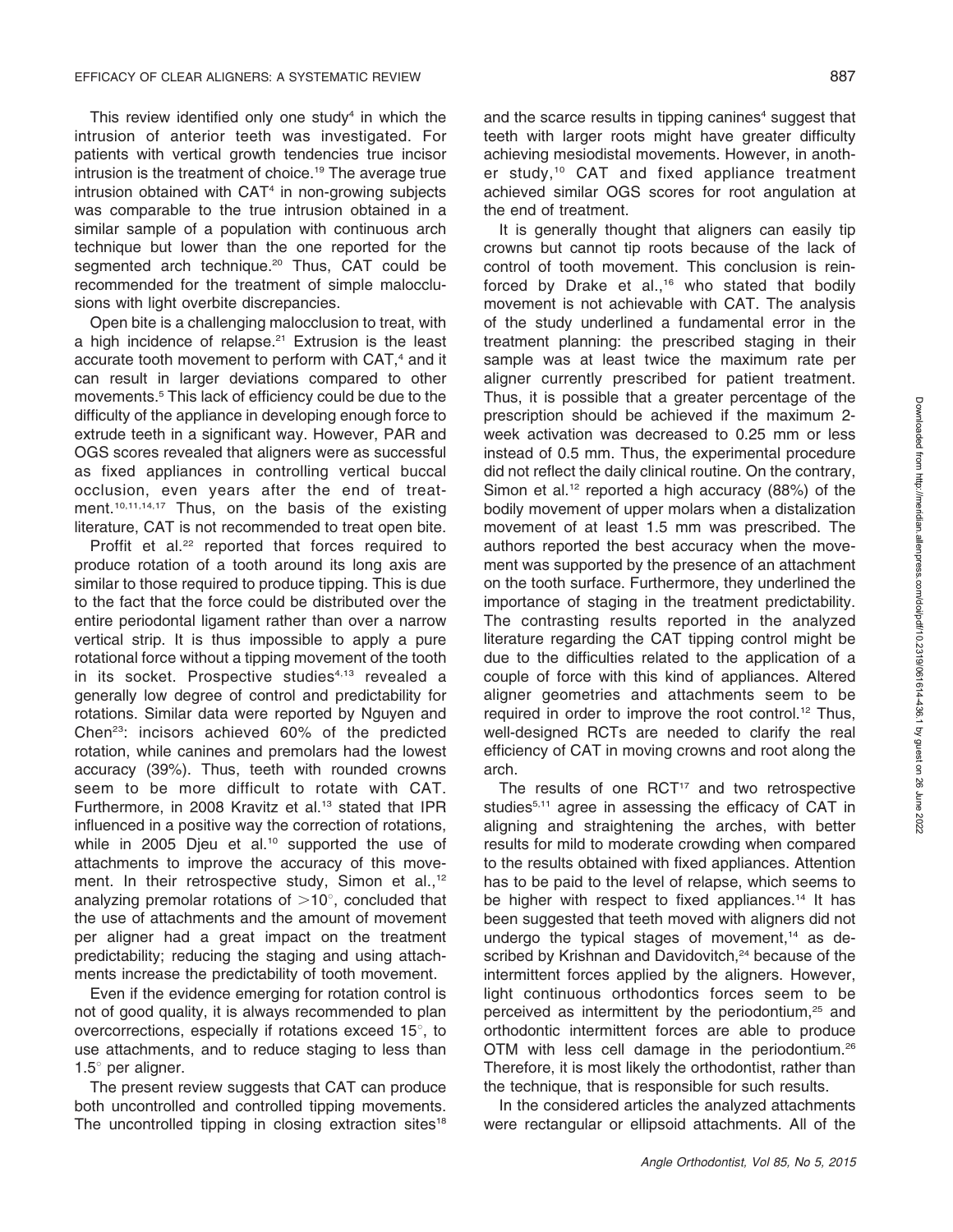This review identified only one study[4] in which the intrusion of anterior teeth was investigated. For patients with vertical growth tendencies true incisor intrusion is the treatment of choice.[19] The average true intrusion obtained with CAT[4] in non-growing subjects was comparable to the true intrusion obtained in a similar sample of a population with continuous arch technique but lower than the one reported for the segmented arch technique.[20] Thus, CAT could be recommended for the treatment of simple malocclusions with light overbite discrepancies.

Open bite is a challenging malocclusion to treat, with a high incidence of relapse.[21] Extrusion is the least accurate tooth movement to perform with CAT,[4] and it can result in larger deviations compared to other movements.[5] This lack of efficiency could be due to the difficulty of the appliance in developing enough force to extrude teeth in a significant way. However, PAR and OGS scores revealed that aligners were as successful as fixed appliances in controlling vertical buccal occlusion, even years after the end of treatment.[10,11,14,17] Thus, on the basis of the existing literature, CAT is not recommended to treat open bite.

Proffit et al.[22] reported that forces required to produce rotation of a tooth around its long axis are similar to those required to produce tipping. This is due to the fact that the force could be distributed over the entire periodontal ligament rather than over a narrow vertical strip. It is thus impossible to apply a pure rotational force without a tipping movement of the tooth in its socket. Prospective studies[4,13] revealed a generally low degree of control and predictability for rotations. Similar data were reported by Nguyen and Chen[23]: incisors achieved 60% of the predicted rotation, while canines and premolars had the lowest accuracy (39%). Thus, teeth with rounded crowns seem to be more difficult to rotate with CAT. Furthermore, in 2008 Kravitz et al.[13] stated that IPR influenced in a positive way the correction of rotations, while in 2005 Djeu et al.[10] supported the use of attachments to improve the accuracy of this movement. In their retrospective study, Simon et al.,[12] analyzing premolar rotations of $>10^{\circ}$, concluded that the use of attachments and the amount of movement per aligner had a great impact on the treatment predictability; reducing the staging and using attachments increase the predictability of tooth movement.

Even if the evidence emerging for rotation control is not of good quality, it is always recommended to plan overcorrections, especially if rotations exceed $15^{\circ}$, to use attachments, and to reduce staging to less than $1.5^{\circ}$ per aligner.

The present review suggests that CAT can produce both uncontrolled and controlled tipping movements. The uncontrolled tipping in closing extraction sites[18] and the scarce results in tipping canines[4] suggest that teeth with larger roots might have greater difficulty achieving mesiodistal movements. However, in another study,[10] CAT and fixed appliance treatment achieved similar OGS scores for root angulation at the end of treatment.

It is generally thought that aligners can easily tip crowns but cannot tip roots because of the lack of control of tooth movement. This conclusion is reinforced by Drake et al.,[16] who stated that bodily movement is not achievable with CAT. The analysis of the study underlined a fundamental error in the treatment planning: the prescribed staging in their sample was at least twice the maximum rate per aligner currently prescribed for patient treatment. Thus, it is possible that a greater percentage of the prescription should be achieved if the maximum 2-week activation was decreased to 0.25 mm or less instead of 0.5 mm. Thus, the experimental procedure did not reflect the daily clinical routine. On the contrary, Simon et al.[12] reported a high accuracy (88%) of the bodily movement of upper molars when a distalization movement of at least 1.5 mm was prescribed. The authors reported the best accuracy when the movement was supported by the presence of an attachment on the tooth surface. Furthermore, they underlined the importance of staging in the treatment predictability. The contrasting results reported in the analyzed literature regarding the CAT tipping control might be due to the difficulties related to the application of a couple of force with this kind of appliances. Altered aligner geometries and attachments seem to be required in order to improve the root control.[12] Thus, well-designed RCTs are needed to clarify the real efficiency of CAT in moving crowns and root along the arch.

The results of one RCT[17] and two retrospective studies[5,11] agree in assessing the efficacy of CAT in aligning and straightening the arches, with better results for mild to moderate crowding when compared to the results obtained with fixed appliances. Attention has to be paid to the level of relapse, which seems to be higher with respect to fixed appliances.[14] It has been suggested that teeth moved with aligners did not undergo the typical stages of movement,[14] as described by Krishnan and Davidovitch,[24] because of the intermittent forces applied by the aligners. However, light continuous orthodontics forces seem to be perceived as intermittent by the periodontium,[25] and orthodontic intermittent forces are able to produce OTM with less cell damage in the periodontium.[26] Therefore, it is most likely the orthodontist, rather than the technique, that is responsible for such results.

In the considered articles the analyzed attachments were rectangular or ellipsoid attachments. All of the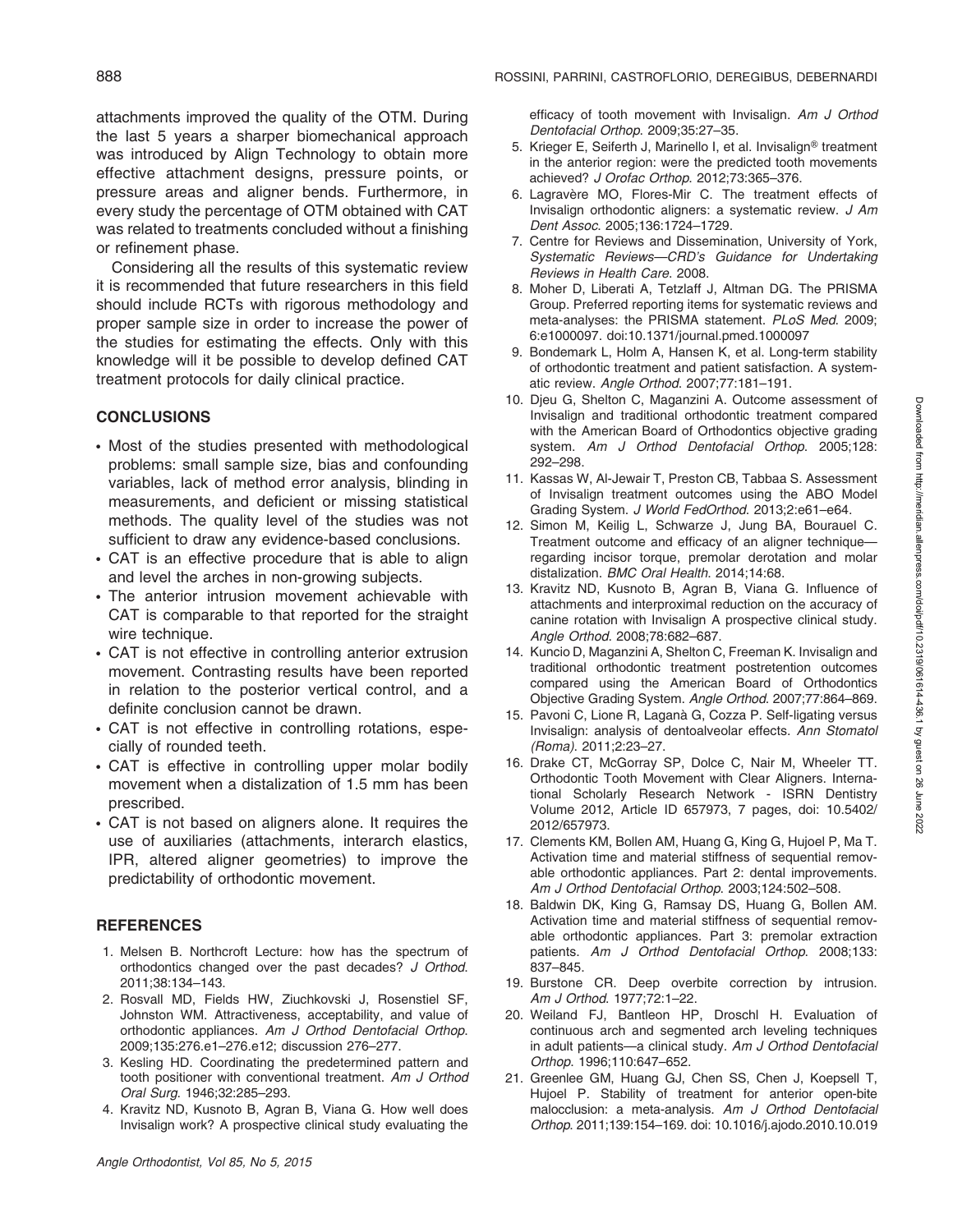attachments improved the quality of the OTM. During the last 5 years a sharper biomechanical approach was introduced by Align Technology to obtain more effective attachment designs, pressure points, or pressure areas and aligner bends. Furthermore, in every study the percentage of OTM obtained with CAT was related to treatments concluded without a finishing or refinement phase.

Considering all the results of this systematic review it is recommended that future researchers in this field should include RCTs with rigorous methodology and proper sample size in order to increase the power of the studies for estimating the effects. Only with this knowledge will it be possible to develop defined CAT treatment protocols for daily clinical practice.

## CONCLUSIONS

- Most of the studies presented with methodological problems: small sample size, bias and confounding variables, lack of method error analysis, blinding in measurements, and deficient or missing statistical methods. The quality level of the studies was not sufficient to draw any evidence-based conclusions.
- CAT is an effective procedure that is able to align and level the arches in non-growing subjects.
- The anterior intrusion movement achievable with CAT is comparable to that reported for the straight wire technique.
- CAT is not effective in controlling anterior extrusion movement. Contrasting results have been reported in relation to the posterior vertical control, and a definite conclusion cannot be drawn.
- CAT is not effective in controlling rotations, especially of rounded teeth.
- CAT is effective in controlling upper molar bodily movement when a distalization of 1.5 mm has been prescribed.
- CAT is not based on aligners alone. It requires the use of auxiliaries (attachments, interarch elastics, IPR, altered aligner geometries) to improve the predictability of orthodontic movement.

## REFERENCES

1. Melsen B. Northcroft Lecture: how has the spectrum of orthodontics changed over the past decades? *J Orthod*. 2011;38:134–143.
2. Rosvall MD, Fields HW, Ziuchkovski J, Rosenstiel SF, Johnston WM. Attractiveness, acceptability, and value of orthodontic appliances. *Am J Orthod Dentofacial Orthop*. 2009;135:276.e1–276.e12; discussion 276–277.
3. Kesling HD. Coordinating the predetermined pattern and tooth positioner with conventional treatment. *Am J Orthod Oral Surg*. 1946;32:285–293.
4. Kravitz ND, Kusnoto B, Agran B, Viana G. How well does Invisalign work? A prospective clinical study evaluating the efficacy of tooth movement with Invisalign. *Am J Orthod Dentofacial Orthop*. 2009;35:27–35.
5. Krieger E, Seiferth J, Marinello I, et al. Invisalign® treatment in the anterior region: were the predicted tooth movements achieved? *J Orofac Orthop*. 2012;73:365–376.
6. Lagravère MO, Flores-Mir C. The treatment effects of Invisalign orthodontic aligners: a systematic review. *J Am Dent Assoc*. 2005;136:1724–1729.
7. Centre for Reviews and Dissemination, University of York, *Systematic Reviews—CRD's Guidance for Undertaking Reviews in Health Care*. 2008.
8. Moher D, Liberati A, Tetzlaff J, Altman DG. The PRISMA Group. Preferred reporting items for systematic reviews and meta-analyses: the PRISMA statement. *PLoS Med*. 2009; 6:e1000097. doi:10.1371/journal.pmed.1000097
9. Bondemark L, Holm A, Hansen K, et al. Long-term stability of orthodontic treatment and patient satisfaction. A systematic review. *Angle Orthod*. 2007;77:181–191.
10. Djeu G, Shelton C, Maganzini A. Outcome assessment of Invisalign and traditional orthodontic treatment compared with the American Board of Orthodontics objective grading system. *Am J Orthod Dentofacial Orthop*. 2005;128: 292–298.
11. Kassas W, Al-Jewair T, Preston CB, Tabbaa S. Assessment of Invisalign treatment outcomes using the ABO Model Grading System. *J World FedOrthod*. 2013;2:e61–e64.
12. Simon M, Keilig L, Schwarze J, Jung BA, Bourauel C. Treatment outcome and efficacy of an aligner technique—regarding incisor torque, premolar derotation and molar distalization. *BMC Oral Health*. 2014;14:68.
13. Kravitz ND, Kusnoto B, Agran B, Viana G. Influence of attachments and interproximal reduction on the accuracy of canine rotation with Invisalign A prospective clinical study. *Angle Orthod*. 2008;78:682–687.
14. Kuncio D, Maganzini A, Shelton C, Freeman K. Invisalign and traditional orthodontic treatment postretention outcomes compared using the American Board of Orthodontics Objective Grading System. *Angle Orthod*. 2007;77:864–869.
15. Pavoni C, Lione R, Laganà G, Cozza P. Self-ligating versus Invisalign: analysis of dentoalveolar effects. *Ann Stomatol (Roma)*. 2011;2:23–27.
16. Drake CT, McGorray SP, Dolce C, Nair M, Wheeler TT. Orthodontic Tooth Movement with Clear Aligners. International Scholarly Research Network - ISRN Dentistry Volume 2012, Article ID 657973, 7 pages, doi: 10.5402/2012/657973.
17. Clements KM, Bollen AM, Huang G, King G, Hujoel P, Ma T. Activation time and material stiffness of sequential removable orthodontic appliances. Part 2: dental improvements. *Am J Orthod Dentofacial Orthop*. 2003;124:502–508.
18. Baldwin DK, King G, Ramsay DS, Huang G, Bollen AM. Activation time and material stiffness of sequential removable orthodontic appliances. Part 3: premolar extraction patients. *Am J Orthod Dentofacial Orthop*. 2008;133: 837–845.
19. Burstone CR. Deep overbite correction by intrusion. *Am J Orthod*. 1977;72:1–22.
20. Weiland FJ, Bantleon HP, Droschl H. Evaluation of continuous arch and segmented arch leveling techniques in adult patients—a clinical study. *Am J Orthod Dentofacial Orthop*. 1996;110:647–652.
21. Greenlee GM, Huang GJ, Chen SS, Chen J, Koepsell T, Hujoel P. Stability of treatment for anterior open-bite malocclusion: a meta-analysis. *Am J Orthod Dentofacial Orthop*. 2011;139:154–169. doi: 10.1016/j.ajodo.2010.10.019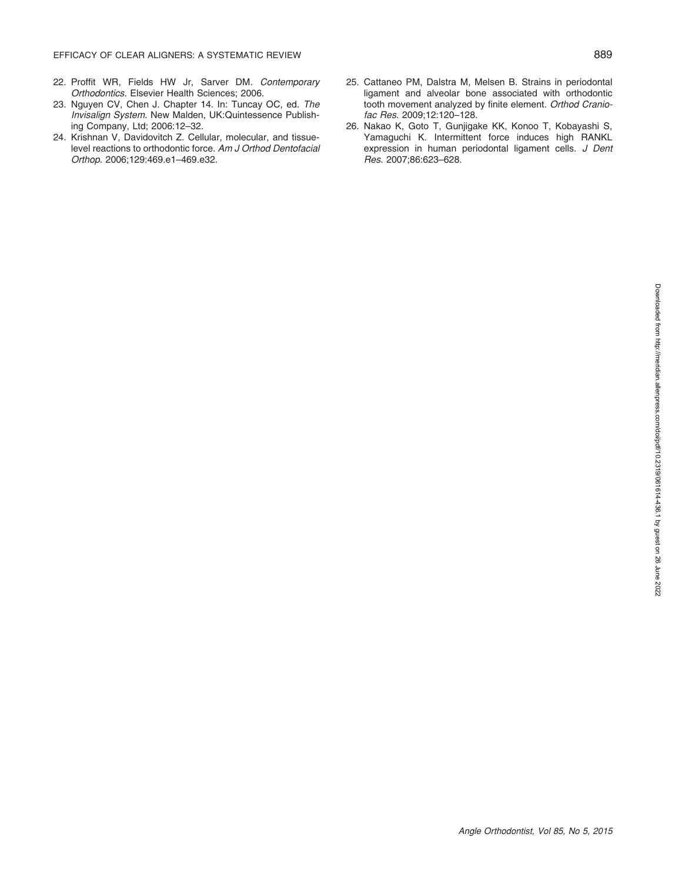22. Proffit WR, Fields HW Jr, Sarver DM. *Contemporary Orthodontics*. Elsevier Health Sciences; 2006.
23. Nguyen CV, Chen J. Chapter 14. In: Tuncay OC, ed. *The Invisalign System*. New Malden, UK:Quintessence Publishing Company, Ltd; 2006:12–32.
24. Krishnan V, Davidovitch Z. Cellular, molecular, and tissue-level reactions to orthodontic force. *Am J Orthod Dentofacial Orthop*. 2006;129:469.e1–469.e32.
25. Cattaneo PM, Dalstra M, Melsen B. Strains in periodontal ligament and alveolar bone associated with orthodontic tooth movement analyzed by finite element. *Orthod Craniofac Res*. 2009;12:120–128.
26. Nakao K, Goto T, Gunjigake KK, Konoo T, Kobayashi S, Yamaguchi K. Intermittent force induces high RANKL expression in human periodontal ligament cells. *J Dent Res*. 2007;86:623–628.